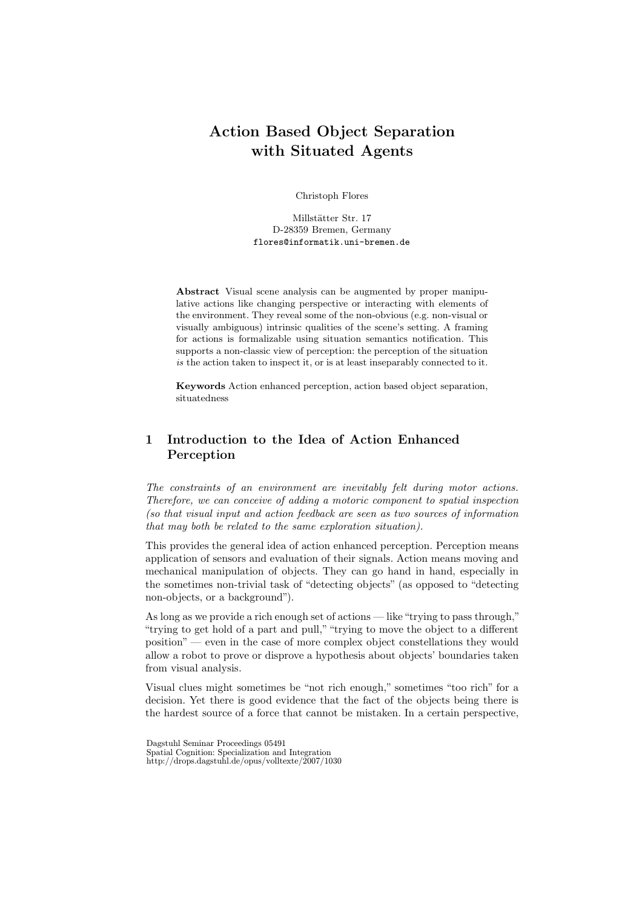# Action Based Object Separation with Situated Agents

Christoph Flores

Millstätter Str. 17
D-28359 Bremen, Germany
flores@informatik.uni-bremen.de

**Abstract** Visual scene analysis can be augmented by proper manipulative actions like changing perspective or interacting with elements of the environment. They reveal some of the non-obvious (e.g. non-visual or visually ambiguous) intrinsic qualities of the scene's setting. A framing for actions is formalizable using situation semantics notification. This supports a non-classic view of perception: the perception of the situation *is* the action taken to inspect it, or is at least inseparably connected to it.

**Keywords** Action enhanced perception, action based object separation, situatedness

## 1 Introduction to the Idea of Action Enhanced Perception

*The constraints of an environment are inevitably felt during motor actions. Therefore, we can conceive of adding a motoric component to spatial inspection (so that visual input and action feedback are seen as two sources of information that may both be related to the same exploration situation).*

This provides the general idea of action enhanced perception. Perception means application of sensors and evaluation of their signals. Action means moving and mechanical manipulation of objects. They can go hand in hand, especially in the sometimes non-trivial task of "detecting objects" (as opposed to "detecting non-objects, or a background").

As long as we provide a rich enough set of actions — like "trying to pass through," "trying to get hold of a part and pull," "trying to move the object to a different position" — even in the case of more complex object constellations they would allow a robot to prove or disprove a hypothesis about objects' boundaries taken from visual analysis.

Visual clues might sometimes be "not rich enough," sometimes "too rich" for a decision. Yet there is good evidence that the fact of the objects being there is the hardest source of a force that cannot be mistaken. In a certain perspective,

Dagstuhl Seminar Proceedings 05491
Spatial Cognition: Specialization and Integration
http://drops.dagstuhl.de/opus/volltexte/2007/1030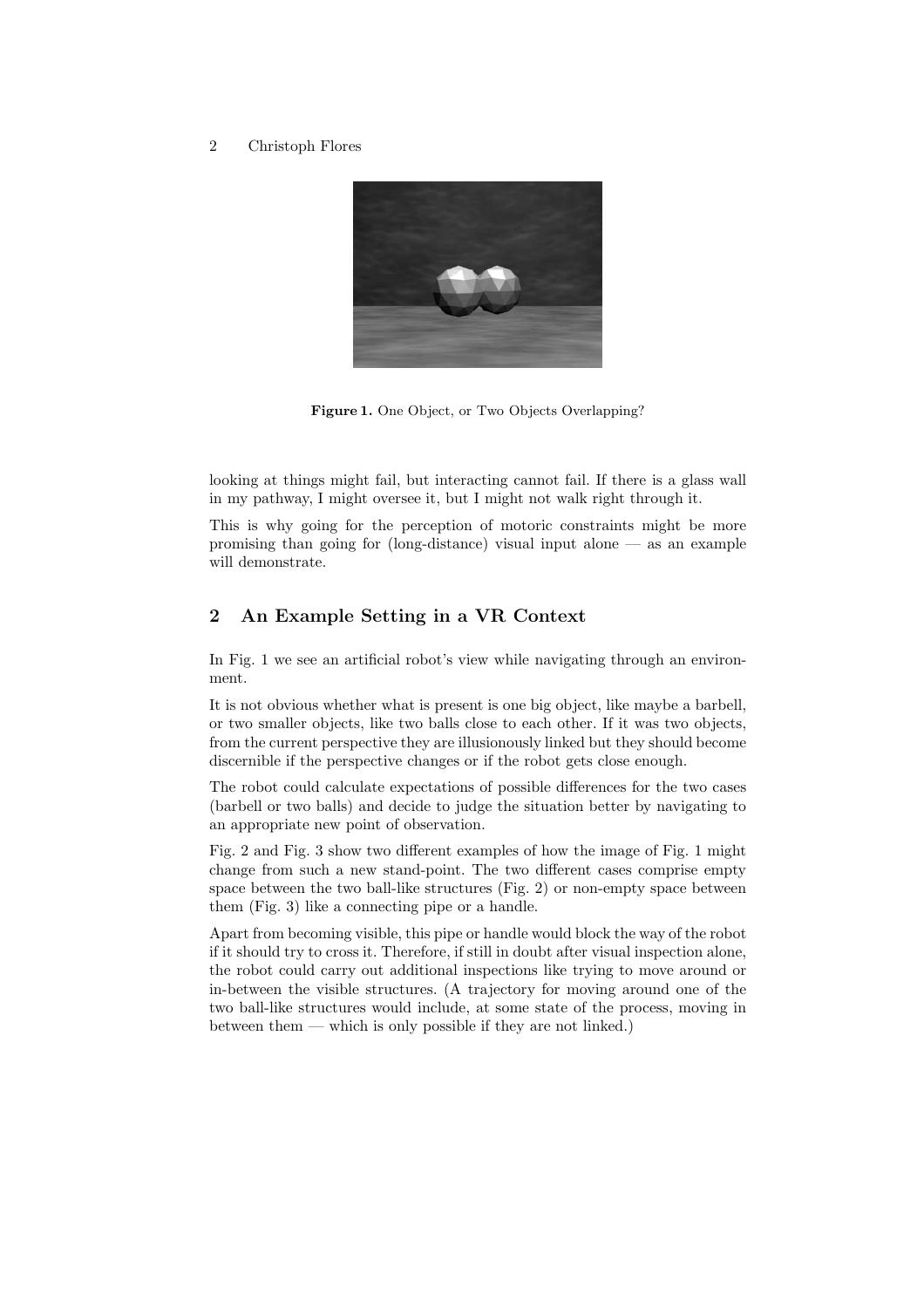Figure 1. One Object, or Two Objects Overlapping?

looking at things might fail, but interacting cannot fail. If there is a glass wall in my pathway, I might oversee it, but I might not walk right through it.

This is why going for the perception of motoric constraints might be more promising than going for (long-distance) visual input alone — as an example will demonstrate.

## 2 An Example Setting in a VR Context

In Fig. 1 we see an artificial robot's view while navigating through an environment.

It is not obvious whether what is present is one big object, like maybe a barbell, or two smaller objects, like two balls close to each other. If it was two objects, from the current perspective they are illusionously linked but they should become discernible if the perspective changes or if the robot gets close enough.

The robot could calculate expectations of possible differences for the two cases (barbell or two balls) and decide to judge the situation better by navigating to an appropriate new point of observation.

Fig. 2 and Fig. 3 show two different examples of how the image of Fig. 1 might change from such a new stand-point. The two different cases comprise empty space between the two ball-like structures (Fig. 2) or non-empty space between them (Fig. 3) like a connecting pipe or a handle.

Apart from becoming visible, this pipe or handle would block the way of the robot if it should try to cross it. Therefore, if still in doubt after visual inspection alone, the robot could carry out additional inspections like trying to move around or in-between the visible structures. (A trajectory for moving around one of the two ball-like structures would include, at some state of the process, moving in between them — which is only possible if they are not linked.)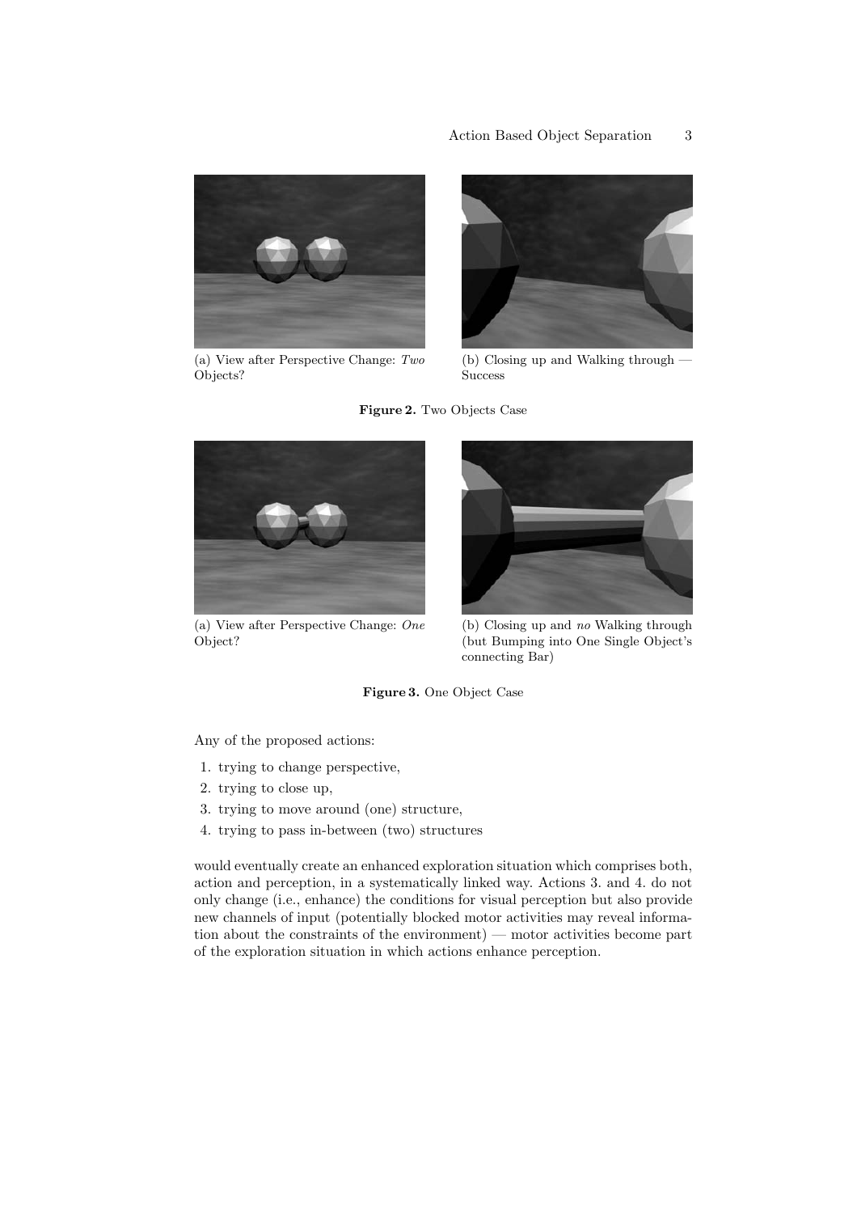(a) View after Perspective Change: *Two* Objects?

(b) Closing up and Walking through — Success

**Figure 2.** Two Objects Case

(a) View after Perspective Change: *One* Object?

(b) Closing up and *no* Walking through (but Bumping into One Single Object's connecting Bar)

**Figure 3.** One Object Case

Any of the proposed actions:

1. trying to change perspective,
2. trying to close up,
3. trying to move around (one) structure,
4. trying to pass in-between (two) structures

would eventually create an enhanced exploration situation which comprises both, action and perception, in a systematically linked way. Actions 3. and 4. do not only change (i.e., enhance) the conditions for visual perception but also provide new channels of input (potentially blocked motor activities may reveal information about the constraints of the environment) — motor activities become part of the exploration situation in which actions enhance perception.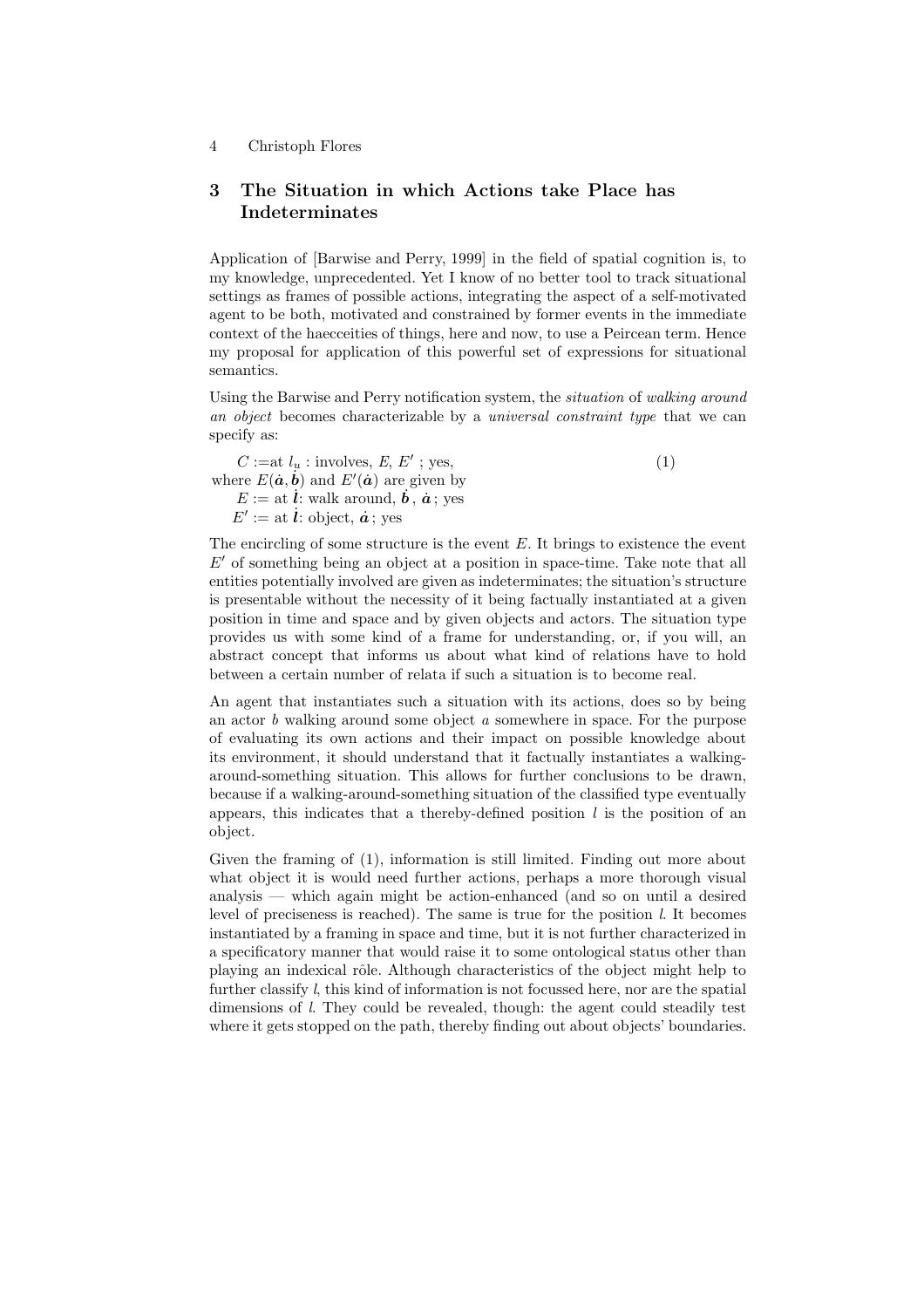## 3 The Situation in which Actions take Place has Indeterminates

Application of [Barwise and Perry, 1999] in the field of spatial cognition is, to my knowledge, unprecedented. Yet I know of no better tool to track situational settings as frames of possible actions, integrating the aspect of a self-motivated agent to be both, motivated and constrained by former events in the immediate context of the haecceities of things, here and now, to use a Peircean term. Hence my proposal for application of this powerful set of expressions for situational semantics.

Using the Barwise and Perry notification system, the *situation* of *walking around an object* becomes characterizable by a *universal constraint type* that we can specify as:

$$C := \text{at } l_u : \text{involves}, E, E' \text{ ; yes,} \tag{1}$$

where $E(\dot{\boldsymbol{a}}, \dot{\boldsymbol{b}})$ and $E'(\dot{\boldsymbol{a}})$ are given by

$E := \text{at } \dot{\boldsymbol{l}}\text{: walk around}, \dot{\boldsymbol{b}}, \dot{\boldsymbol{a}} \text{ ; yes}$

$E' := \text{at } \dot{\boldsymbol{l}}\text{: object}, \dot{\boldsymbol{a}} \text{ ; yes}$

The encircling of some structure is the event $E$. It brings to existence the event $E'$ of something being an object at a position in space-time. Take note that all entities potentially involved are given as indeterminates; the situation's structure is presentable without the necessity of it being factually instantiated at a given position in time and space and by given objects and actors. The situation type provides us with some kind of a frame for understanding, or, if you will, an abstract concept that informs us about what kind of relations have to hold between a certain number of relata if such a situation is to become real.

An agent that instantiates such a situation with its actions, does so by being an actor $b$ walking around some object $a$ somewhere in space. For the purpose of evaluating its own actions and their impact on possible knowledge about its environment, it should understand that it factually instantiates a walking-around-something situation. This allows for further conclusions to be drawn, because if a walking-around-something situation of the classified type eventually appears, this indicates that a thereby-defined position $l$ is the position of an object.

Given the framing of (1), information is still limited. Finding out more about what object it is would need further actions, perhaps a more thorough visual analysis — which again might be action-enhanced (and so on until a desired level of preciseness is reached). The same is true for the position $l$. It becomes instantiated by a framing in space and time, but it is not further characterized in a specificatory manner that would raise it to some ontological status other than playing an indexical rôle. Although characteristics of the object might help to further classify $l$, this kind of information is not focussed here, nor are the spatial dimensions of $l$. They could be revealed, though: the agent could steadily test where it gets stopped on the path, thereby finding out about objects' boundaries.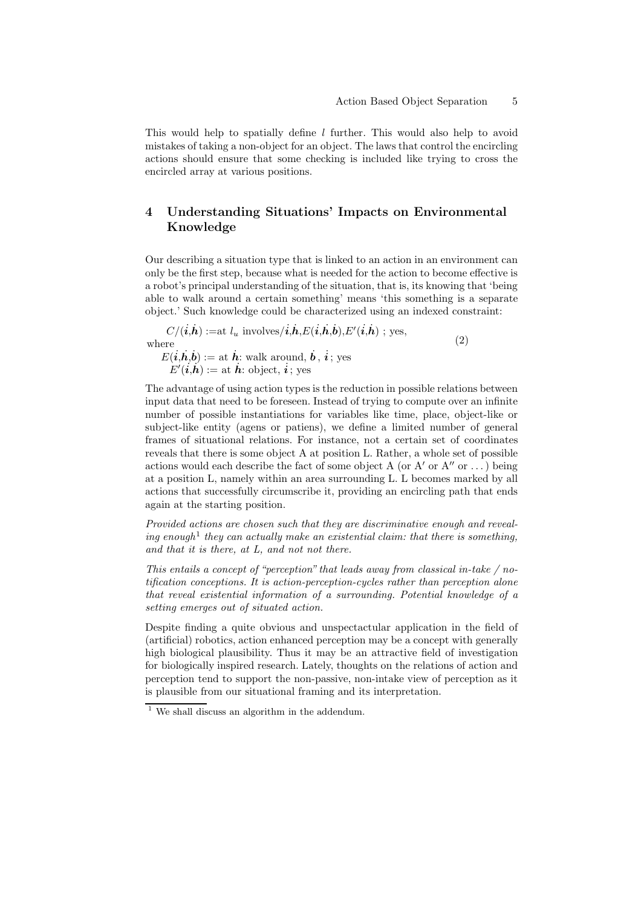This would help to spatially define $l$ further. This would also help to avoid mistakes of taking a non-object for an object. The laws that control the encircling actions should ensure that some checking is included like trying to cross the encircled array at various positions.

## 4 Understanding Situations' Impacts on Environmental Knowledge

Our describing a situation type that is linked to an action in an environment can only be the first step, because what is needed for the action to become effective is a robot's principal understanding of the situation, that is, its knowing that 'being able to walk around a certain something' means 'this something is a separate object.' Such knowledge could be characterized using an indexed constraint:

$$
\begin{aligned}
&C/(\dot{\boldsymbol{i}},\dot{\boldsymbol{h}}) := \text{at } l_u \text{ involves}/\dot{\boldsymbol{i}},\dot{\boldsymbol{h}},E(\dot{\boldsymbol{i}},\dot{\boldsymbol{h}},\dot{\boldsymbol{b}}),E'(\dot{\boldsymbol{i}},\dot{\boldsymbol{h}}) \text{ ; yes,} \\
&\text{where} \\
&E(\dot{\boldsymbol{i}},\dot{\boldsymbol{h}},\dot{\boldsymbol{b}}) := \text{at } \dot{\boldsymbol{h}}\text{: walk around, } \dot{\boldsymbol{b}}\text{ , } \dot{\boldsymbol{i}}\text{ ; yes} \\
&E'(\dot{\boldsymbol{i}},\dot{\boldsymbol{h}}) := \text{at } \dot{\boldsymbol{h}}\text{: object, } \dot{\boldsymbol{i}}\text{ ; yes}
\end{aligned}
\qquad (2)
$$

The advantage of using action types is the reduction in possible relations between input data that need to be foreseen. Instead of trying to compute over an infinite number of possible instantiations for variables like time, place, object-like or subject-like entity (agens or patiens), we define a limited number of general frames of situational relations. For instance, not a certain set of coordinates reveals that there is some object A at position L. Rather, a whole set of possible actions would each describe the fact of some object A (or A′ or A″ or ...) being at a position L, namely within an area surrounding L. L becomes marked by all actions that successfully circumscribe it, providing an encircling path that ends again at the starting position.

*Provided actions are chosen such that they are discriminative enough and revealing enough*[1] *they can actually make an existential claim: that there is something, and that it is there, at L, and not not there.*

*This entails a concept of "perception" that leads away from classical in-take / notification conceptions. It is action-perception-cycles rather than perception alone that reveal existential information of a surrounding. Potential knowledge of a setting emerges out of situated action.*

Despite finding a quite obvious and unspectactular application in the field of (artificial) robotics, action enhanced perception may be a concept with generally high biological plausibility. Thus it may be an attractive field of investigation for biologically inspired research. Lately, thoughts on the relations of action and perception tend to support the non-passive, non-intake view of perception as it is plausible from our situational framing and its interpretation.

[1] We shall discuss an algorithm in the addendum.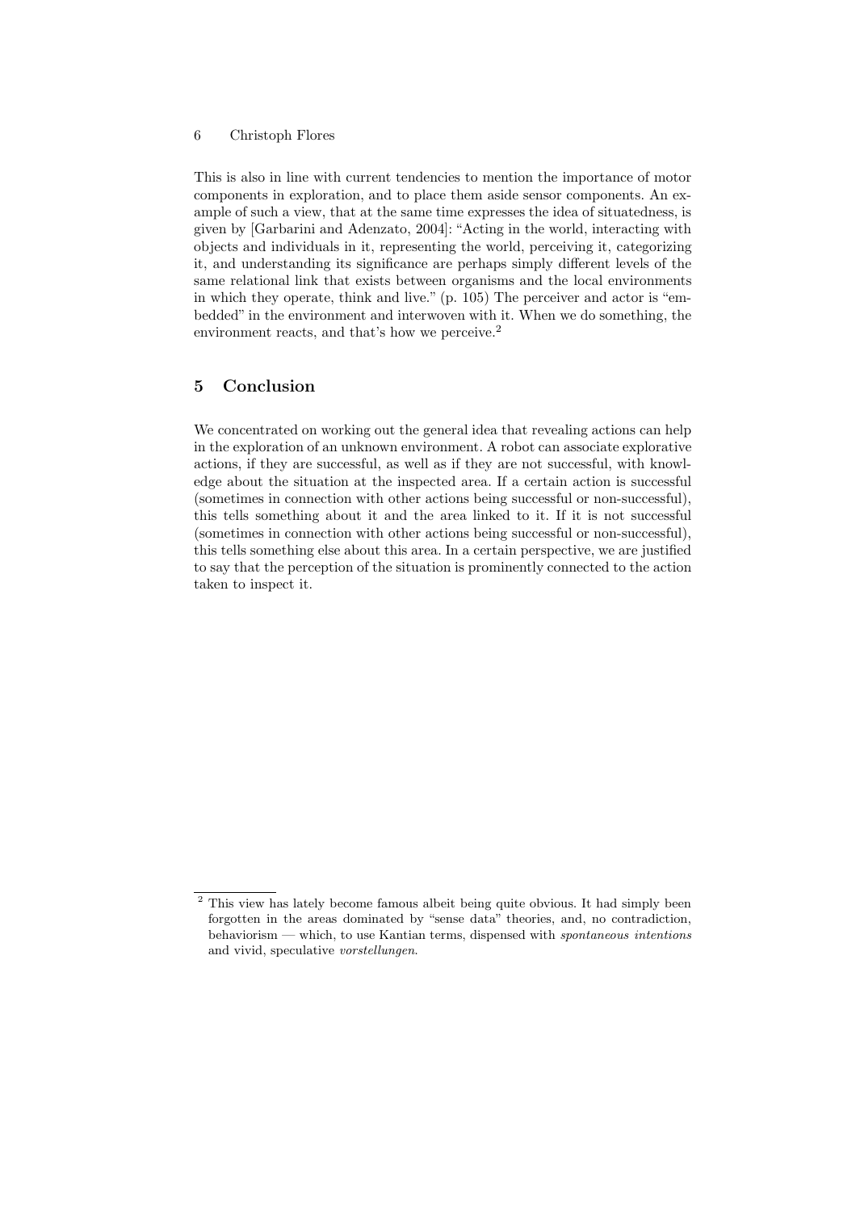This is also in line with current tendencies to mention the importance of motor components in exploration, and to place them aside sensor components. An example of such a view, that at the same time expresses the idea of situatedness, is given by [Garbarini and Adenzato, 2004]: "Acting in the world, interacting with objects and individuals in it, representing the world, perceiving it, categorizing it, and understanding its significance are perhaps simply different levels of the same relational link that exists between organisms and the local environments in which they operate, think and live." (p. 105) The perceiver and actor is "embedded" in the environment and interwoven with it. When we do something, the environment reacts, and that's how we perceive.[2]

## 5 Conclusion

We concentrated on working out the general idea that revealing actions can help in the exploration of an unknown environment. A robot can associate explorative actions, if they are successful, as well as if they are not successful, with knowledge about the situation at the inspected area. If a certain action is successful (sometimes in connection with other actions being successful or non-successful), this tells something about it and the area linked to it. If it is not successful (sometimes in connection with other actions being successful or non-successful), this tells something else about this area. In a certain perspective, we are justified to say that the perception of the situation is prominently connected to the action taken to inspect it.

[2] This view has lately become famous albeit being quite obvious. It had simply been forgotten in the areas dominated by "sense data" theories, and, no contradiction, behaviorism — which, to use Kantian terms, dispensed with *spontaneous intentions* and vivid, speculative *vorstellungen*.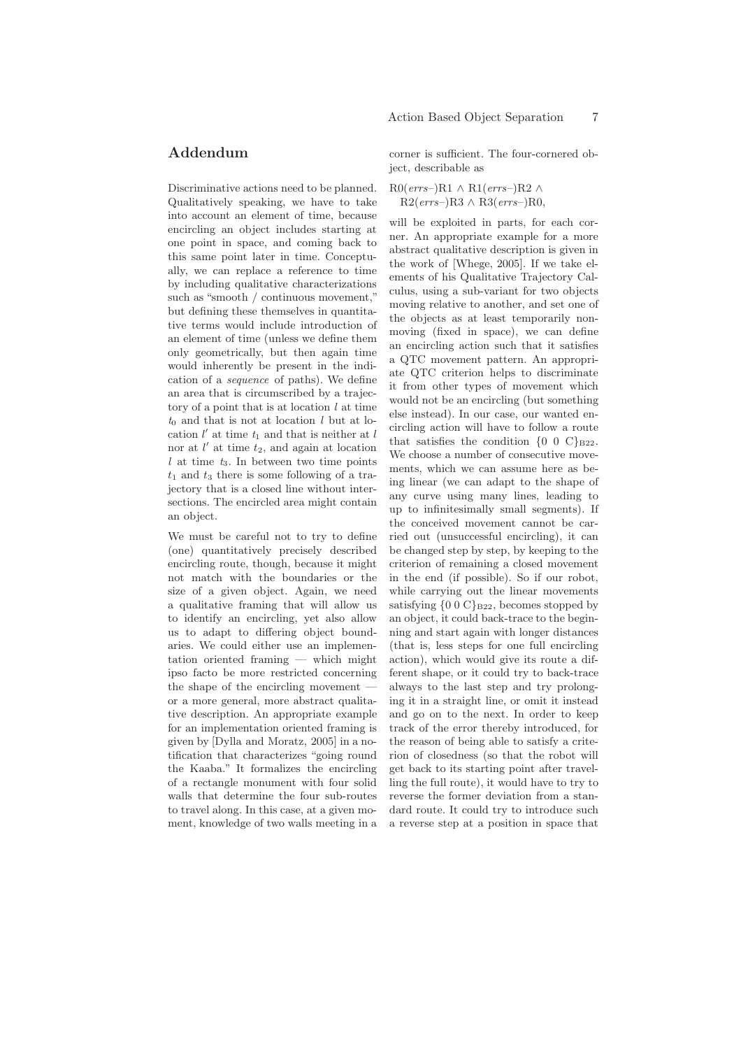## Addendum

Discriminative actions need to be planned. Qualitatively speaking, we have to take into account an element of time, because encircling an object includes starting at one point in space, and coming back to this same point later in time. Conceptually, we can replace a reference to time by including qualitative characterizations such as "smooth / continuous movement," but defining these themselves in quantitative terms would include introduction of an element of time (unless we define them only geometrically, but then again time would inherently be present in the indication of a *sequence* of paths). We define an area that is circumscribed by a trajectory of a point that is at location $l$ at time $t_0$ and that is not at location $l$ but at location $l'$ at time $t_1$ and that is neither at $l$ nor at $l'$ at time $t_2$, and again at location $l$ at time $t_3$. In between two time points $t_1$ and $t_3$ there is some following of a trajectory that is a closed line without intersections. The encircled area might contain an object.

We must be careful not to try to define (one) quantitatively precisely described encircling route, though, because it might not match with the boundaries or the size of a given object. Again, we need a qualitative framing that will allow us to identify an encircling, yet also allow us to adapt to differing object boundaries. We could either use an implementation oriented framing — which might ipso facto be more restricted concerning the shape of the encircling movement — or a more general, more abstract qualitative description. An appropriate example for an implementation oriented framing is given by [Dylla and Moratz, 2005] in a notification that characterizes "going round the Kaaba." It formalizes the encircling of a rectangle monument with four solid walls that determine the four sub-routes to travel along. In this case, at a given moment, knowledge of two walls meeting in a corner is sufficient. The four-cornered object, describable as

$$R0(errs\text{–})R1 \wedge R1(errs\text{–})R2 \wedge R2(errs\text{–})R3 \wedge R3(errs\text{–})R0,$$

will be exploited in parts, for each corner. An appropriate example for a more abstract qualitative description is given in the work of [Whege, 2005]. If we take elements of his Qualitative Trajectory Calculus, using a sub-variant for two objects moving relative to another, and set one of the objects as at least temporarily nonmoving (fixed in space), we can define an encircling action such that it satisfies a QTC movement pattern. An appropriate QTC criterion helps to discriminate it from other types of movement which would not be an encircling (but something else instead). In our case, our wanted encircling action will have to follow a route that satisfies the condition $\{0\ 0\ C\}_{B22}$. We choose a number of consecutive movements, which we can assume here as being linear (we can adapt to the shape of any curve using many lines, leading to up to infinitesimally small segments). If the conceived movement cannot be carried out (unsuccessful encircling), it can be changed step by step, by keeping to the criterion of remaining a closed movement in the end (if possible). So if our robot, while carrying out the linear movements satisfying $\{0\ 0\ C\}_{B22}$, becomes stopped by an object, it could back-trace to the beginning and start again with longer distances (that is, less steps for one full encircling action), which would give its route a different shape, or it could try to back-trace always to the last step and try prolonging it in a straight line, or omit it instead and go on to the next. In order to keep track of the error thereby introduced, for the reason of being able to satisfy a criterion of closedness (so that the robot will get back to its starting point after travelling the full route), it would have to try to reverse the former deviation from a standard route. It could try to introduce such a reverse step at a position in space that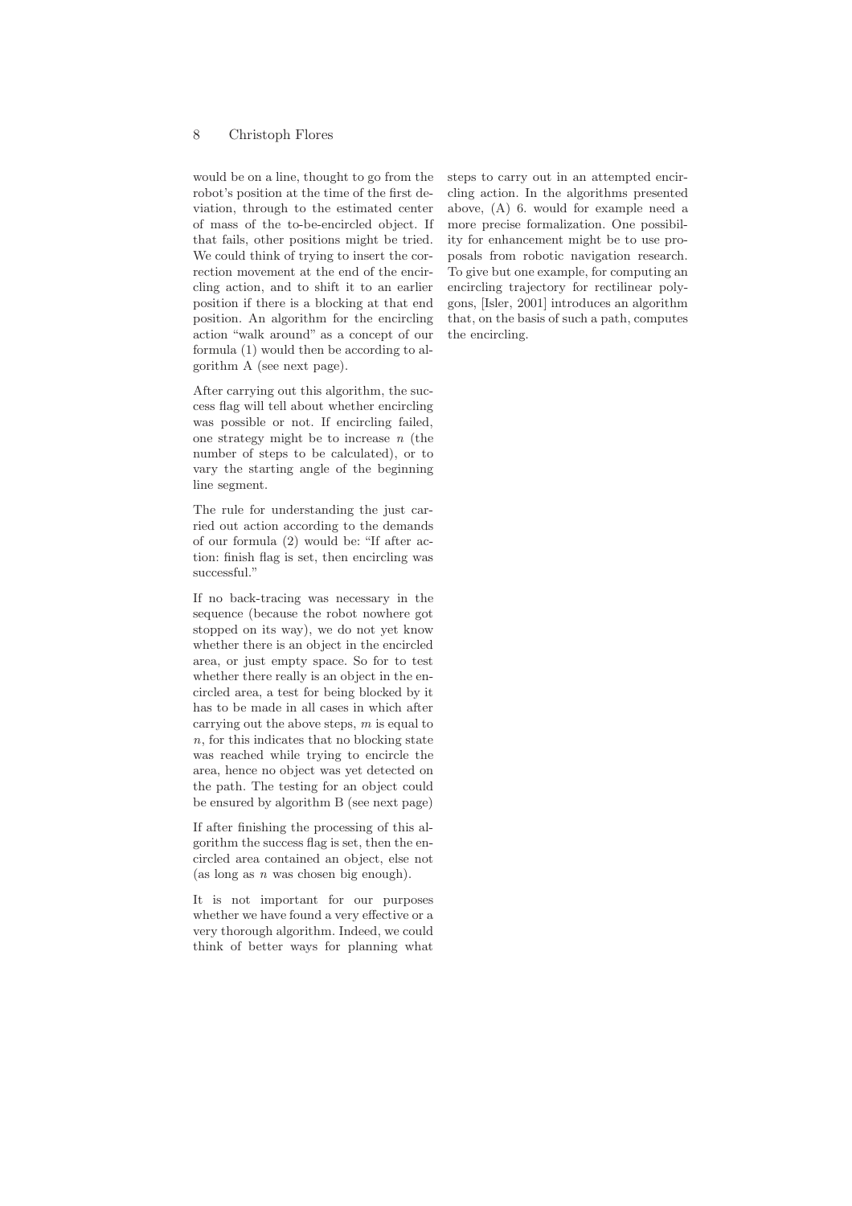would be on a line, thought to go from the robot's position at the time of the first deviation, through to the estimated center of mass of the to-be-encircled object. If that fails, other positions might be tried. We could think of trying to insert the correction movement at the end of the encircling action, and to shift it to an earlier position if there is a blocking at that end position. An algorithm for the encircling action "walk around" as a concept of our formula (1) would then be according to algorithm A (see next page).

After carrying out this algorithm, the success flag will tell about whether encircling was possible or not. If encircling failed, one strategy might be to increase $n$ (the number of steps to be calculated), or to vary the starting angle of the beginning line segment.

The rule for understanding the just carried out action according to the demands of our formula (2) would be: "If after action: finish flag is set, then encircling was successful."

If no back-tracing was necessary in the sequence (because the robot nowhere got stopped on its way), we do not yet know whether there is an object in the encircled area, or just empty space. So for to test whether there really is an object in the encircled area, a test for being blocked by it has to be made in all cases in which after carrying out the above steps, $m$ is equal to $n$, for this indicates that no blocking state was reached while trying to encircle the area, hence no object was yet detected on the path. The testing for an object could be ensured by algorithm B (see next page)

If after finishing the processing of this algorithm the success flag is set, then the encircled area contained an object, else not (as long as $n$ was chosen big enough).

It is not important for our purposes whether we have found a very effective or a very thorough algorithm. Indeed, we could think of better ways for planning what steps to carry out in an attempted encircling action. In the algorithms presented above, (A) 6. would for example need a more precise formalization. One possibility for enhancement might be to use proposals from robotic navigation research. To give but one example, for computing an encircling trajectory for rectilinear polygons, [Isler, 2001] introduces an algorithm that, on the basis of such a path, computes the encircling.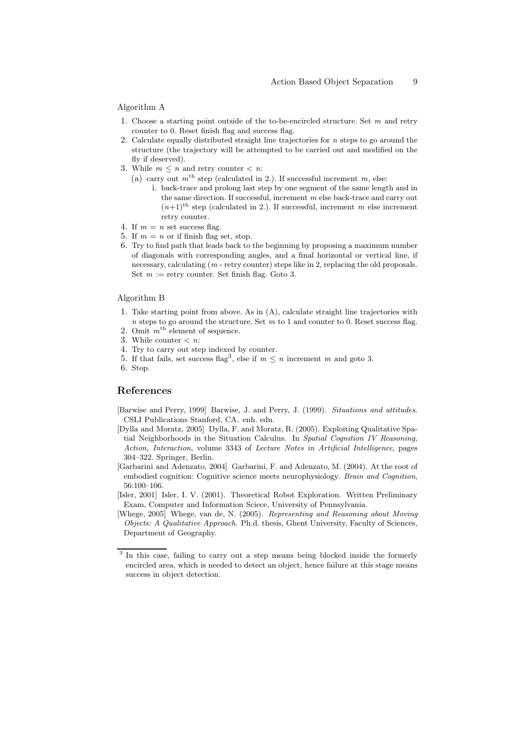Algorithm A

1. Choose a starting point outside of the to-be-encircled structure. Set $m$ and retry counter to 0. Reset finish flag and success flag.
2. Calculate equally distributed straight line trajectories for $n$ steps to go around the structure (the trajectory will be attempted to be carried out and modified on the fly if deserved).
3. While $m \leq n$ and retry counter $< n$:
   (a) carry out $m^{\text{th}}$ step (calculated in 2.). If successful increment $m$, else:
      i. back-trace and prolong last step by one segment of the same length and in the same direction. If successful, increment $m$ else back-trace and carry out $(n+1)^{\text{th}}$ step (calculated in 2.). If successful, increment $m$ else increment retry counter.
4. If $m = n$ set success flag.
5. If $m = n$ or if finish flag set, stop.
6. Try to find path that leads back to the beginning by proposing a maximum number of diagonals with corresponding angles, and a final horizontal or vertical line, if necessary, calculating ($m$ - retry counter) steps like in 2, replacing the old proposals. Set $m :=$ retry counter. Set finish flag. Goto 3.

Algorithm B

1. Take starting point from above. As in (A), calculate straight line trajectories with $n$ steps to go around the structure. Set $m$ to 1 and counter to 0. Reset success flag.
2. Omit $m^{\text{th}}$ element of sequence.
3. While counter $< n$:
4. Try to carry out step indexed by counter.
5. If that fails, set success flag[3], else if $m \leq n$ increment $m$ and goto 3.
6. Stop.

## References

[Barwise and Perry, 1999] Barwise, J. and Perry, J. (1999). *Situations and attitudes*. CSLI Publications Stanford, CA. enh. edn.

[Dylla and Moratz, 2005] Dylla, F. and Moratz, R. (2005). Exploiting Qualitative Spatial Neighborhoods in the Situation Calculus. In *Spatial Cognition IV Reasoning, Action, Interaction*, volume 3343 of *Lecture Notes in Artificial Intelligence*, pages 304–322. Springer, Berlin.

[Garbarini and Adenzato, 2004] Garbarini, F. and Adenzato, M. (2004). At the root of embodied cognition: Cognitive science meets neurophysiology. *Brain and Cognition*, 56:100–106.

[Isler, 2001] Isler, I. V. (2001). Theoretical Robot Exploration. Written Preliminary Exam, Computer and Information Sciece, University of Pennsylvania.

[Whege, 2005] Whege, van de, N. (2005). *Representing and Reasoning about Moving Objects: A Qualitative Approach*. Ph.d. thesis, Ghent University, Faculty of Sciences, Department of Geography.

[3] In this case, failing to carry out a step means being blocked inside the formerly encircled area, which is needed to detect an object, hence failure at this stage means success in object detection.